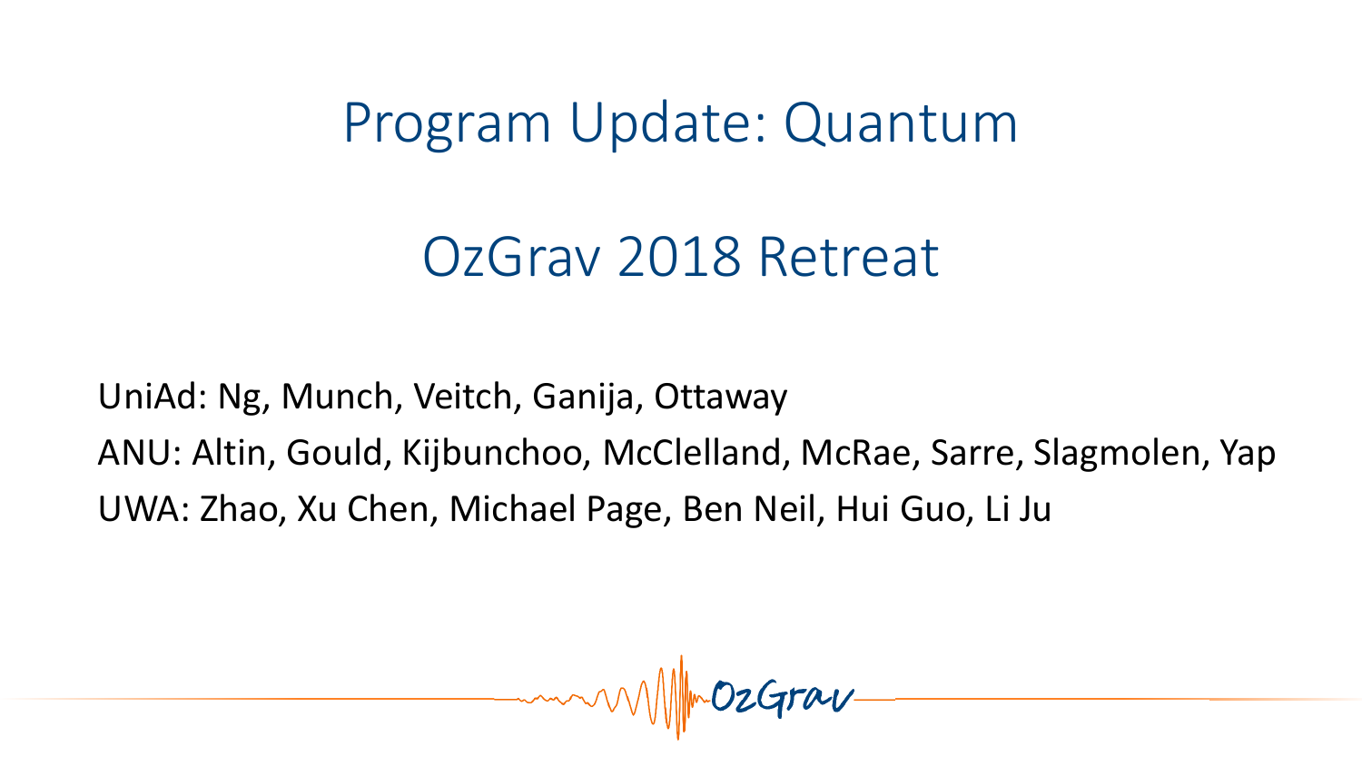# Program Update: Quantum

# OzGrav 2018 Retreat

UniAd: Ng, Munch, Veitch, Ganija, Ottaway

ANU: Altin, Gould, Kijbunchoo, McClelland, McRae, Sarre, Slagmolen, Yap

UWA: Zhao, Xu Chen, Michael Page, Ben Neil, Hui Guo, Li Ju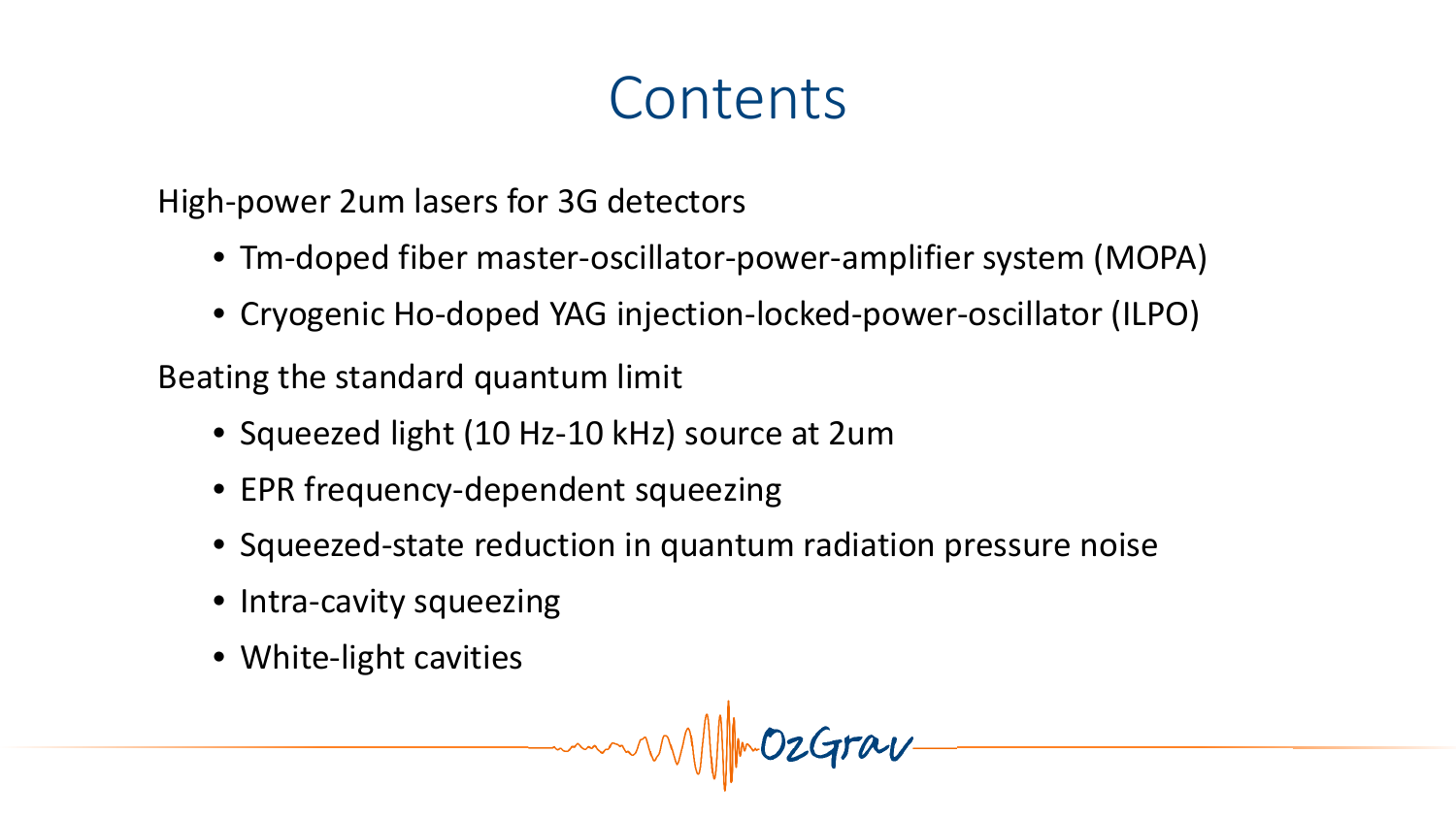# Contents

High-power 2um lasers for 3G detectors

- Tm-doped fiber master-oscillator-power-amplifier system (MOPA)
- Cryogenic Ho-doped YAG injection-locked-power-oscillator (ILPO)

Beating the standard quantum limit

- Squeezed light (10 Hz-10 kHz) source at 2um
- EPR frequency-dependent squeezing
- Squeezed-state reduction in quantum radiation pressure noise
- Intra-cavity squeezing
- White-light cavities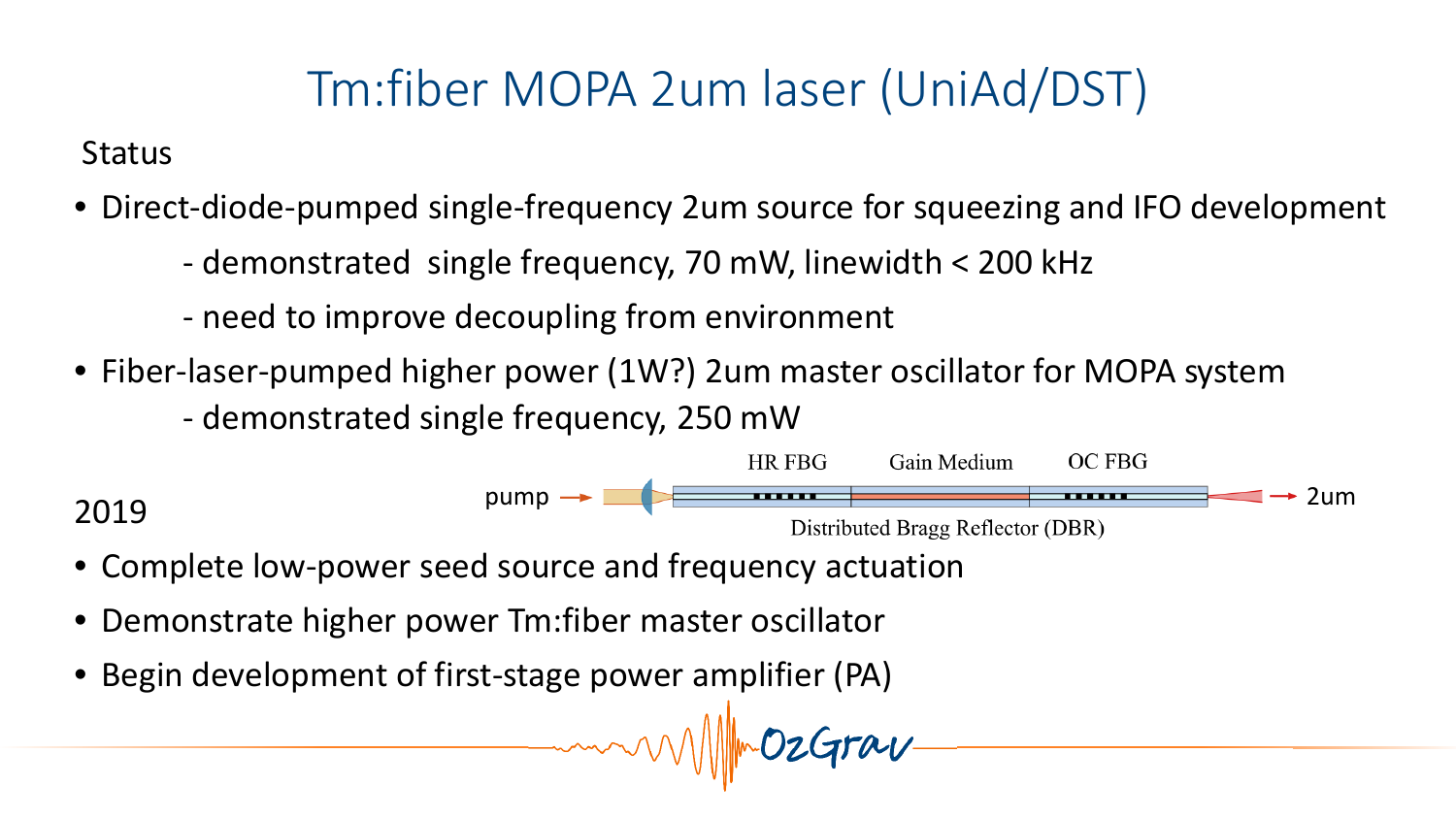# Tm:fiber MOPA 2um laser (UniAd/DST)

Status

- Direct-diode-pumped single-frequency 2um source for squeezing and IFO development
  - demonstrated single frequency, 70 mW, linewidth < 200 kHz
  - need to improve decoupling from environment
- Fiber-laser-pumped higher power (1W?) 2um master oscillator for MOPA system
  - demonstrated single frequency, 250 mW

pump → HR FBG | Gain Medium | OC FBG → 2um

Distributed Bragg Reflector (DBR)

2019

- Complete low-power seed source and frequency actuation
- Demonstrate higher power Tm:fiber master oscillator
- Begin development of first-stage power amplifier (PA)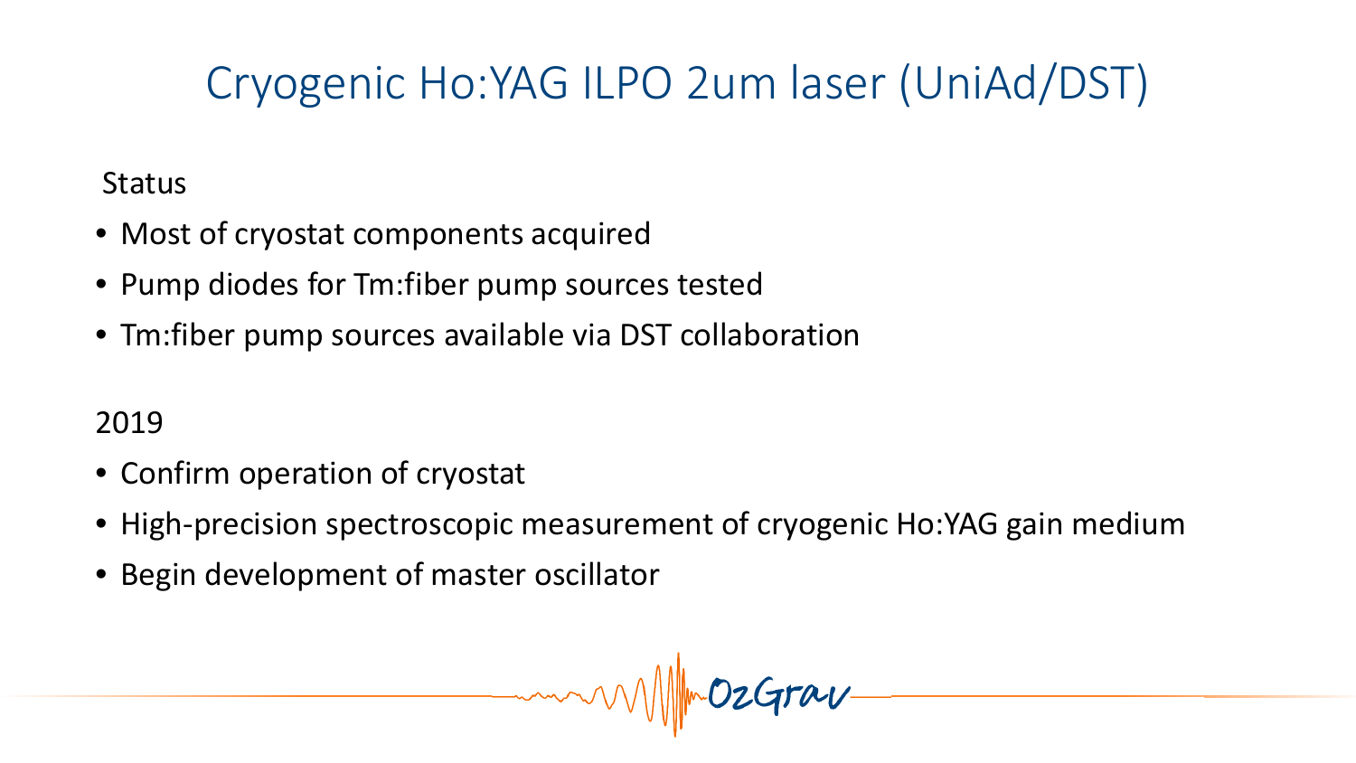# Cryogenic Ho:YAG ILPO 2um laser (UniAd/DST)

Status

- Most of cryostat components acquired
- Pump diodes for Tm:fiber pump sources tested
- Tm:fiber pump sources available via DST collaboration

2019

- Confirm operation of cryostat
- High-precision spectroscopic measurement of cryogenic Ho:YAG gain medium
- Begin development of master oscillator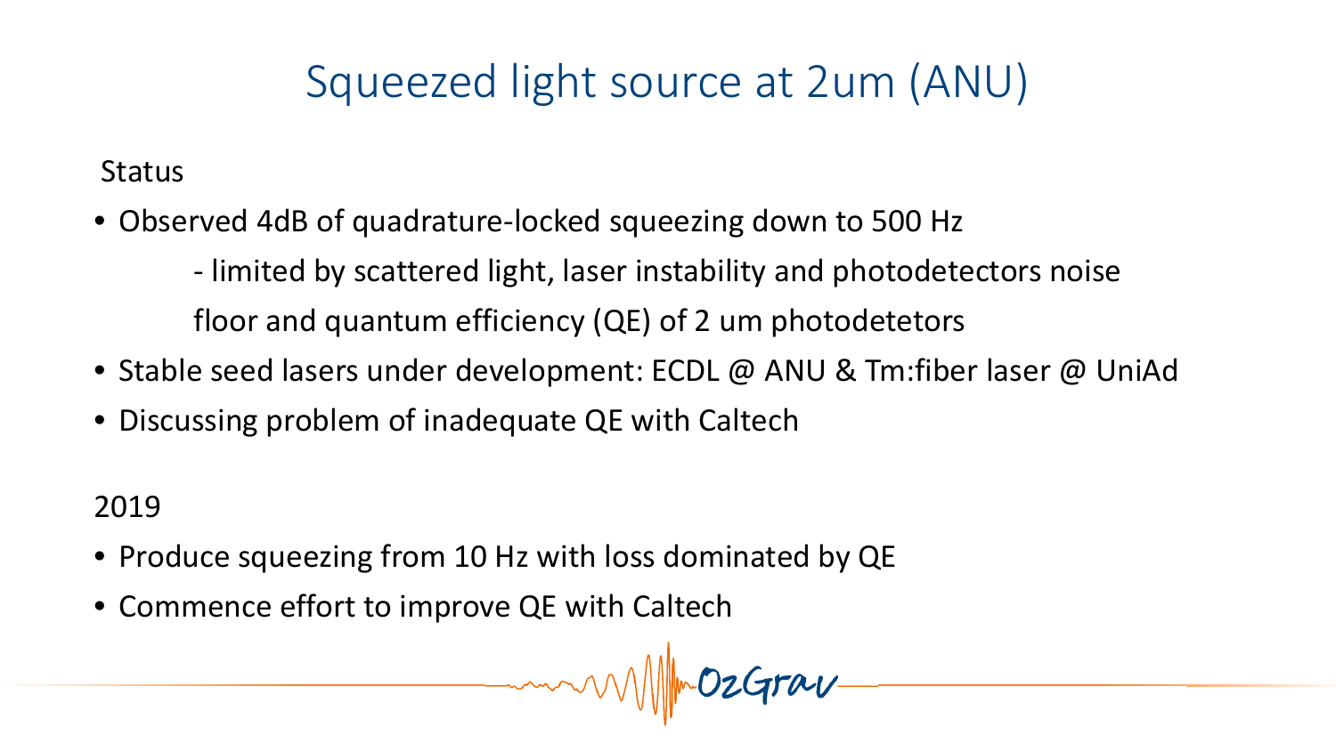# Squeezed light source at 2um (ANU)

Status

- Observed 4dB of quadrature-locked squeezing down to 500 Hz
  - limited by scattered light, laser instability and photodetectors noise floor and quantum efficiency (QE) of 2 um photodetetors
- Stable seed lasers under development: ECDL @ ANU & Tm:fiber laser @ UniAd
- Discussing problem of inadequate QE with Caltech

2019

- Produce squeezing from 10 Hz with loss dominated by QE
- Commence effort to improve QE with Caltech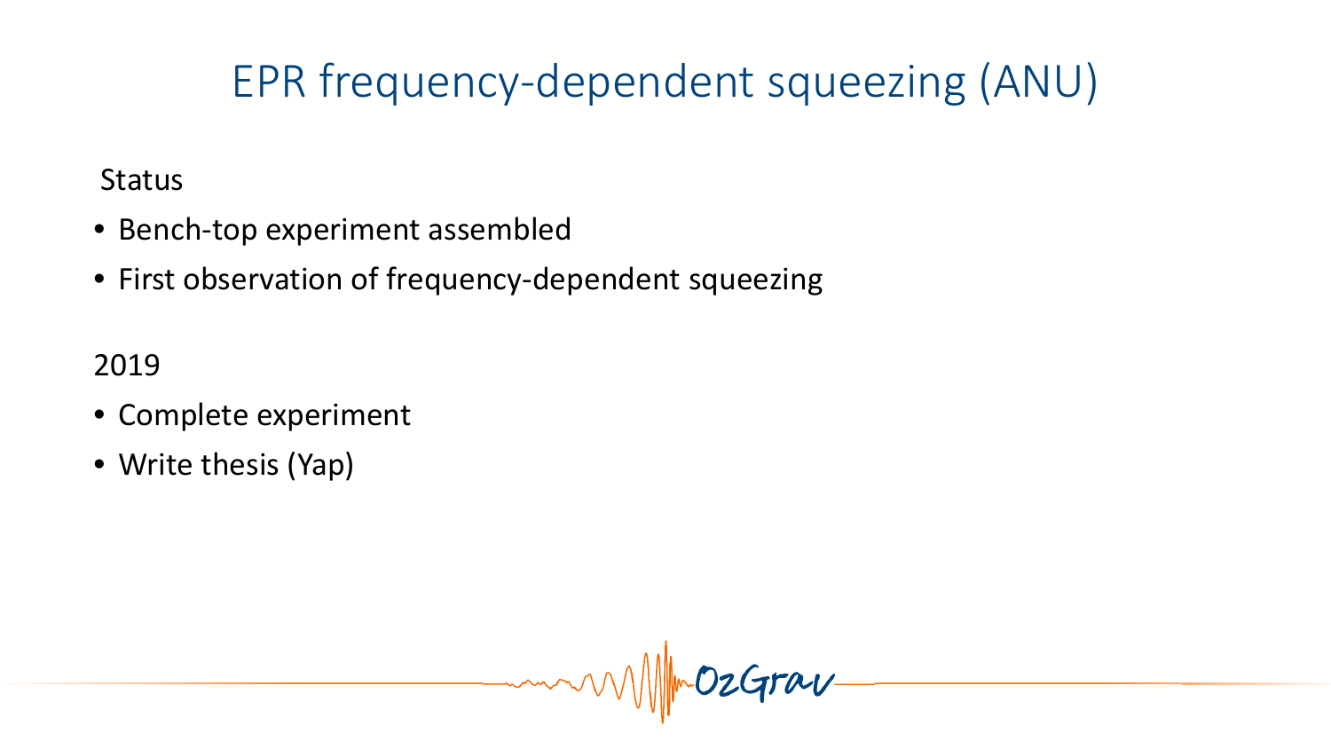# EPR frequency-dependent squeezing (ANU)

Status

- Bench-top experiment assembled
- First observation of frequency-dependent squeezing

2019

- Complete experiment
- Write thesis (Yap)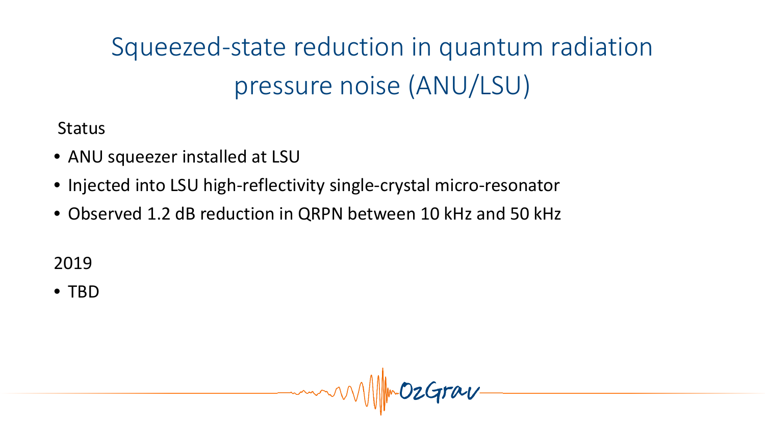# Squeezed-state reduction in quantum radiation pressure noise (ANU/LSU)

Status

- ANU squeezer installed at LSU
- Injected into LSU high-reflectivity single-crystal micro-resonator
- Observed 1.2 dB reduction in QRPN between 10 kHz and 50 kHz

2019

- TBD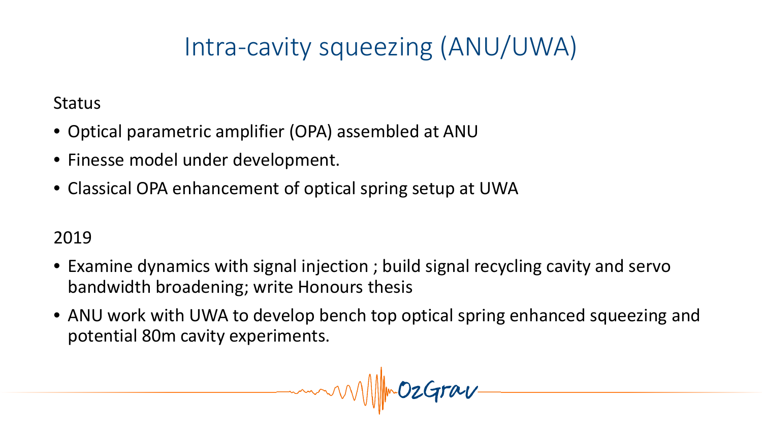# Intra-cavity squeezing (ANU/UWA)

Status

- Optical parametric amplifier (OPA) assembled at ANU
- Finesse model under development.
- Classical OPA enhancement of optical spring setup at UWA

2019

- Examine dynamics with signal injection ; build signal recycling cavity and servo bandwidth broadening; write Honours thesis
- ANU work with UWA to develop bench top optical spring enhanced squeezing and potential 80m cavity experiments.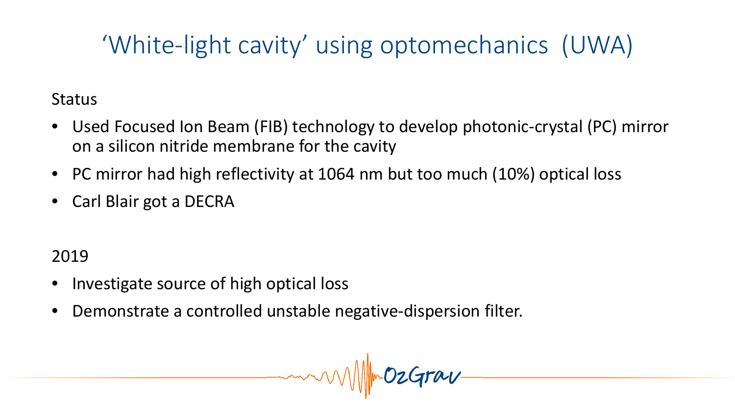# 'White-light cavity' using optomechanics (UWA)

Status

- Used Focused Ion Beam (FIB) technology to develop photonic-crystal (PC) mirror on a silicon nitride membrane for the cavity
- PC mirror had high reflectivity at 1064 nm but too much (10%) optical loss
- Carl Blair got a DECRA

2019

- Investigate source of high optical loss
- Demonstrate a controlled unstable negative-dispersion filter.